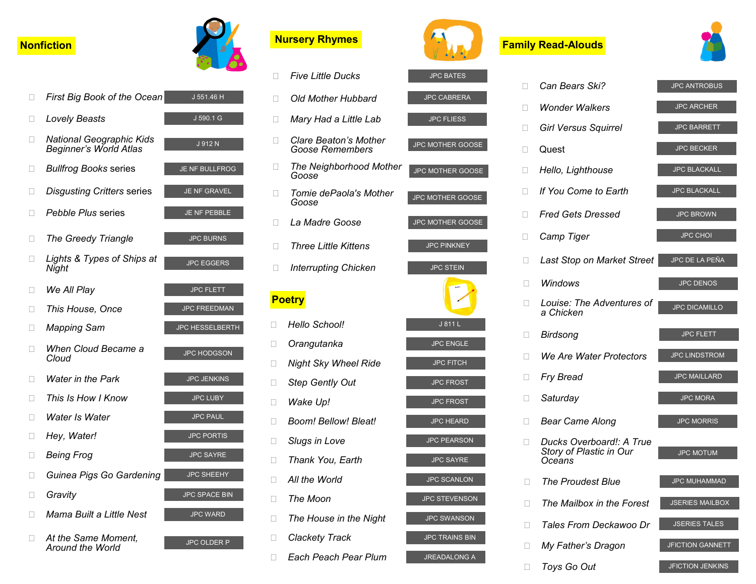## Nonfiction

| Title | Call Number |
| --- | --- |
| ☐ *First Big Book of the Ocean* | J 551.46 H |
| ☐ *Lovely Beasts* | J 590.1 G |
| ☐ *National Geographic Kids Beginner's World Atlas* | J 912 N |
| ☐ *Bullfrog Books* series | JE NF BULLFROG |
| ☐ *Disgusting Critters* series | JE NF GRAVEL |
| ☐ *Pebble Plus* series | JE NF PEBBLE |
| ☐ *The Greedy Triangle* | JPC BURNS |
| ☐ *Lights & Types of Ships at Night* | JPC EGGERS |
| ☐ *We All Play* | JPC FLETT |
| ☐ *This House, Once* | JPC FREEDMAN |
| ☐ *Mapping Sam* | JPC HESSELBERTH |
| ☐ *When Cloud Became a Cloud* | JPC HODGSON |
| ☐ *Water in the Park* | JPC JENKINS |
| ☐ *This Is How I Know* | JPC LUBY |
| ☐ *Water Is Water* | JPC PAUL |
| ☐ *Hey, Water!* | JPC PORTIS |
| ☐ *Being Frog* | JPC SAYRE |
| ☐ *Guinea Pigs Go Gardening* | JPC SHEEHY |
| ☐ *Gravity* | JPC SPACE BIN |
| ☐ *Mama Built a Little Nest* | JPC WARD |
| ☐ *At the Same Moment, Around the World* | JPC OLDER P |

## Nursery Rhymes

| Title | Call Number |
| --- | --- |
| ☐ *Five Little Ducks* | JPC BATES |
| ☐ *Old Mother Hubbard* | JPC CABRERA |
| ☐ *Mary Had a Little Lab* | JPC FLIESS |
| ☐ *Clare Beaton's Mother Goose Remembers* | JPC MOTHER GOOSE |
| ☐ *The Neighborhood Mother Goose* | JPC MOTHER GOOSE |
| ☐ *Tomie dePaola's Mother Goose* | JPC MOTHER GOOSE |
| ☐ *La Madre Goose* | JPC MOTHER GOOSE |
| ☐ *Three Little Kittens* | JPC PINKNEY |
| ☐ *Interrupting Chicken* | JPC STEIN |

## Poetry

| Title | Call Number |
| --- | --- |
| ☐ *Hello School!* | J 811 L |
| ☐ *Orangutanka* | JPC ENGLE |
| ☐ *Night Sky Wheel Ride* | JPC FITCH |
| ☐ *Step Gently Out* | JPC FROST |
| ☐ *Wake Up!* | JPC FROST |
| ☐ *Boom! Bellow! Bleat!* | JPC HEARD |
| ☐ *Slugs in Love* | JPC PEARSON |
| ☐ *Thank You, Earth* | JPC SAYRE |
| ☐ *All the World* | JPC SCANLON |
| ☐ *The Moon* | JPC STEVENSON |
| ☐ *The House in the Night* | JPC SWANSON |
| ☐ *Clackety Track* | JPC TRAINS BIN |
| ☐ *Each Peach Pear Plum* | JREADALONG A |

## Family Read-Alouds

| Title | Call Number |
| --- | --- |
| ☐ *Can Bears Ski?* | JPC ANTROBUS |
| ☐ *Wonder Walkers* | JPC ARCHER |
| ☐ *Girl Versus Squirrel* | JPC BARRETT |
| ☐ Quest | JPC BECKER |
| ☐ *Hello, Lighthouse* | JPC BLACKALL |
| ☐ *If You Come to Earth* | JPC BLACKALL |
| ☐ *Fred Gets Dressed* | JPC BROWN |
| ☐ *Camp Tiger* | JPC CHOI |
| ☐ *Last Stop on Market Street* | JPC DE LA PEÑA |
| ☐ *Windows* | JPC DENOS |
| ☐ *Louise: The Adventures of a Chicken* | JPC DICAMILLO |
| ☐ *Birdsong* | JPC FLETT |
| ☐ *We Are Water Protectors* | JPC LINDSTROM |
| ☐ *Fry Bread* | JPC MAILLARD |
| ☐ *Saturday* | JPC MORA |
| ☐ *Bear Came Along* | JPC MORRIS |
| ☐ *Ducks Overboard!: A True Story of Plastic in Our Oceans* | JPC MOTUM |
| ☐ *The Proudest Blue* | JPC MUHAMMAD |
| ☐ *The Mailbox in the Forest* | JSERIES MAILBOX |
| ☐ *Tales From Deckawoo Dr* | JSERIES TALES |
| ☐ *My Father's Dragon* | JFICTION GANNETT |
| ☐ *Toys Go Out* | JFICTION JENKINS |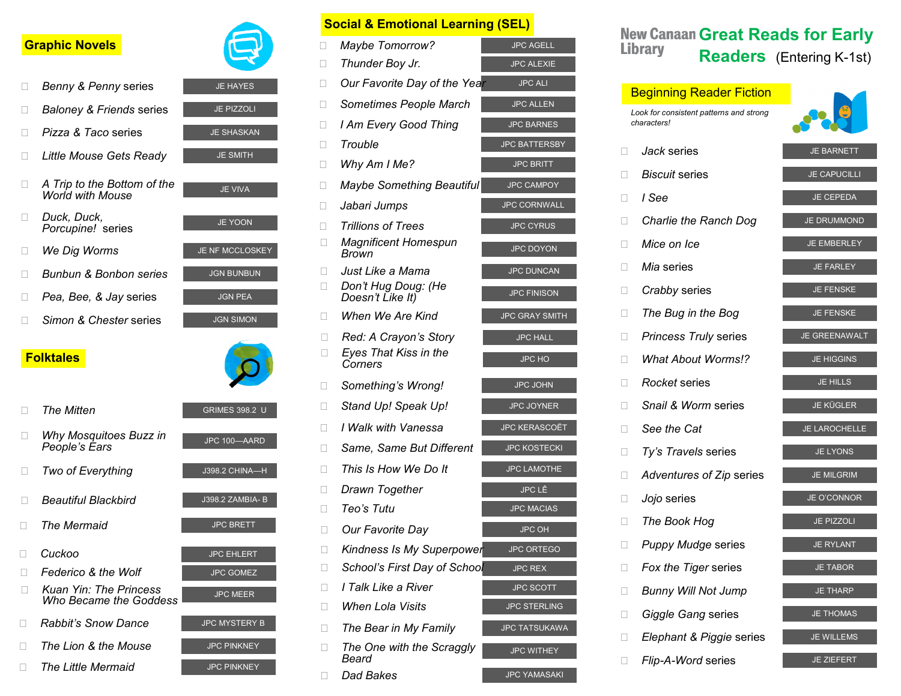# New Canaan Library Great Reads for Early Readers (Entering K-1st)

## Graphic Novels

| | |
|---|---|
| ☐ *Benny & Penny* series | JE HAYES |
| ☐ *Baloney & Friends* series | JE PIZZOLI |
| ☐ *Pizza & Taco* series | JE SHASKAN |
| ☐ *Little Mouse Gets Ready* | JE SMITH |
| ☐ *A Trip to the Bottom of the World with Mouse* | JE VIVA |
| ☐ *Duck, Duck, Porcupine!* series | JE YOON |
| ☐ *We Dig Worms* | JE NF MCCLOSKEY |
| ☐ *Bunbun & Bonbon series* | JGN BUNBUN |
| ☐ *Pea, Bee, & Jay* series | JGN PEA |
| ☐ *Simon & Chester* series | JGN SIMON |

## Folktales

| | |
|---|---|
| ☐ *The Mitten* | GRIMES 398.2 U |
| ☐ *Why Mosquitoes Buzz in People's Ears* | JPC 100—AARD |
| ☐ *Two of Everything* | J398.2 CHINA—H |
| ☐ *Beautiful Blackbird* | J398.2 ZAMBIA- B |
| ☐ *The Mermaid* | JPC BRETT |
| ☐ *Cuckoo* | JPC EHLERT |
| ☐ *Federico & the Wolf* | JPC GOMEZ |
| ☐ *Kuan Yin: The Princess Who Became the Goddess* | JPC MEER |
| ☐ *Rabbit's Snow Dance* | JPC MYSTERY B |
| ☐ *The Lion & the Mouse* | JPC PINKNEY |
| ☐ *The Little Mermaid* | JPC PINKNEY |

## Social & Emotional Learning (SEL)

| | |
|---|---|
| ☐ *Maybe Tomorrow?* | JPC AGELL |
| ☐ *Thunder Boy Jr.* | JPC ALEXIE |
| ☐ *Our Favorite Day of the Year* | JPC ALI |
| ☐ *Sometimes People March* | JPC ALLEN |
| ☐ *I Am Every Good Thing* | JPC BARNES |
| ☐ *Trouble* | JPC BATTERSBY |
| ☐ *Why Am I Me?* | JPC BRITT |
| ☐ *Maybe Something Beautiful* | JPC CAMPOY |
| ☐ *Jabari Jumps* | JPC CORNWALL |
| ☐ *Trillions of Trees* | JPC CYRUS |
| ☐ *Magnificent Homespun Brown* | JPC DOYON |
| ☐ *Just Like a Mama* | JPC DUNCAN |
| ☐ *Don't Hug Doug: (He Doesn't Like It)* | JPC FINISON |
| ☐ *When We Are Kind* | JPC GRAY SMITH |
| ☐ *Red: A Crayon's Story* | JPC HALL |
| ☐ *Eyes That Kiss in the Corners* | JPC HO |
| ☐ *Something's Wrong!* | JPC JOHN |
| ☐ *Stand Up! Speak Up!* | JPC JOYNER |
| ☐ *I Walk with Vanessa* | JPC KERASCOËT |
| ☐ *Same, Same But Different* | JPC KOSTECKI |
| ☐ *This Is How We Do It* | JPC LAMOTHE |
| ☐ *Drawn Together* | JPC LÊ |
| ☐ *Teo's Tutu* | JPC MACIAS |
| ☐ *Our Favorite Day* | JPC OH |
| ☐ *Kindness Is My Superpower* | JPC ORTEGO |
| ☐ *School's First Day of School* | JPC REX |
| ☐ *I Talk Like a River* | JPC SCOTT |
| ☐ *When Lola Visits* | JPC STERLING |
| ☐ *The Bear in My Family* | JPC TATSUKAWA |
| ☐ *The One with the Scraggly Beard* | JPC WITHEY |
| ☐ *Dad Bakes* | JPC YAMASAKI |

## Beginning Reader Fiction

*Look for consistent patterns and strong characters!*

| | |
|---|---|
| ☐ *Jack* series | JE BARNETT |
| ☐ *Biscuit* series | JE CAPUCILLI |
| ☐ *I See* | JE CEPEDA |
| ☐ *Charlie the Ranch Dog* | JE DRUMMOND |
| ☐ *Mice on Ice* | JE EMBERLEY |
| ☐ *Mia* series | JE FARLEY |
| ☐ *Crabby* series | JE FENSKE |
| ☐ *The Bug in the Bog* | JE FENSKE |
| ☐ *Princess Truly* series | JE GREENAWALT |
| ☐ *What About Worms!?* | JE HIGGINS |
| ☐ *Rocket* series | JE HILLS |
| ☐ *Snail & Worm* series | JE KÜGLER |
| ☐ *See the Cat* | JE LAROCHELLE |
| ☐ *Ty's Travels* series | JE LYONS |
| ☐ *Adventures of Zip* series | JE MILGRIM |
| ☐ *Jojo* series | JE O'CONNOR |
| ☐ *The Book Hog* | JE PIZZOLI |
| ☐ *Puppy Mudge* series | JE RYLANT |
| ☐ *Fox the Tiger* series | JE TABOR |
| ☐ *Bunny Will Not Jump* | JE THARP |
| ☐ *Giggle Gang* series | JE THOMAS |
| ☐ *Elephant & Piggie* series | JE WILLEMS |
| ☐ *Flip-A-Word* series | JE ZIEFERT |